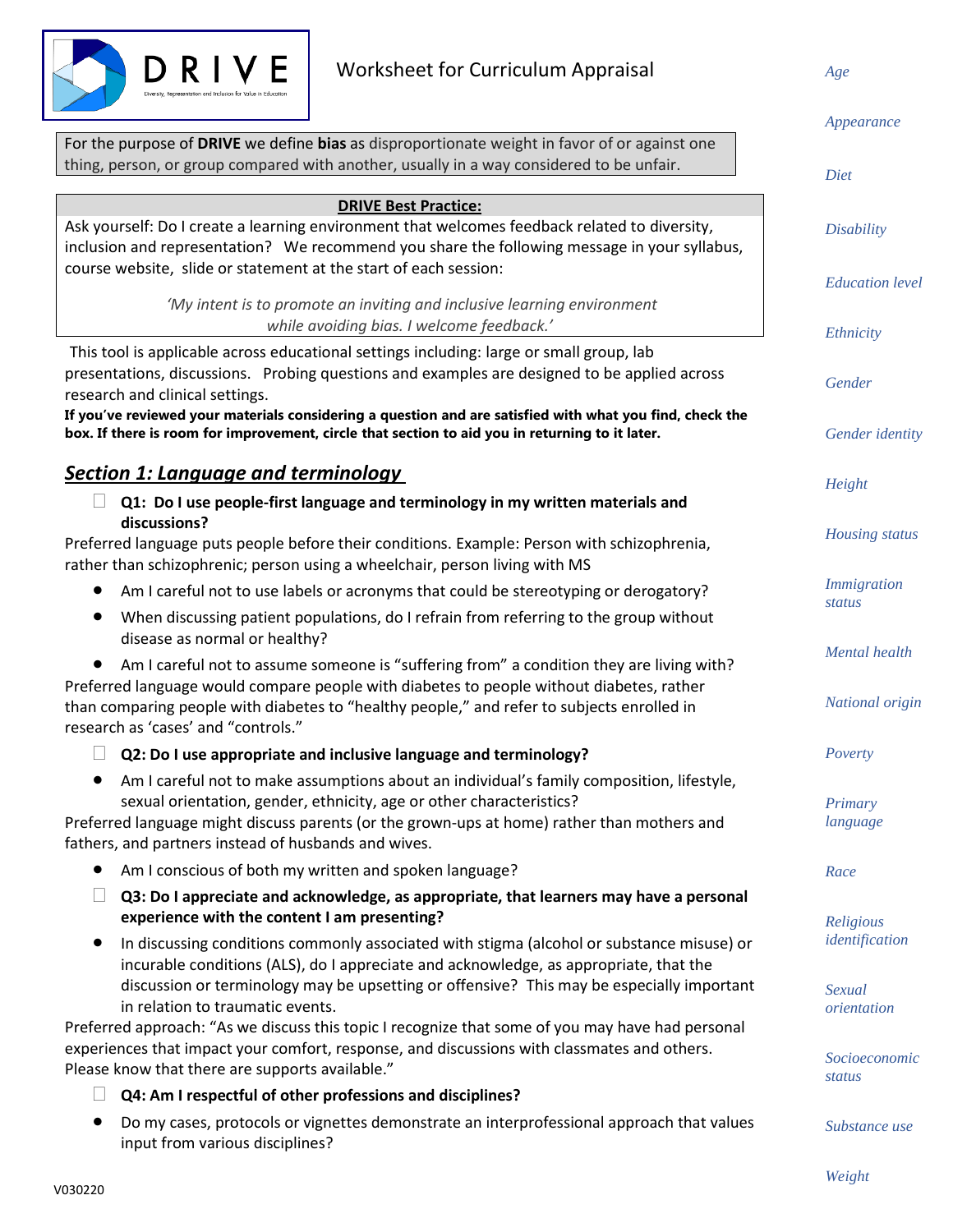DRIVE — Diversity, Representation and Inclusion for Value in Education

# Worksheet for Curriculum Appraisal

For the purpose of **DRIVE** we define **bias** as disproportionate weight in favor of or against one thing, person, or group compared with another, usually in a way considered to be unfair.

**DRIVE Best Practice:**

Ask yourself: Do I create a learning environment that welcomes feedback related to diversity, inclusion and representation? We recommend you share the following message in your syllabus, course website, slide or statement at the start of each session:

*'My intent is to promote an inviting and inclusive learning environment while avoiding bias. I welcome feedback.'*

This tool is applicable across educational settings including: large or small group, lab presentations, discussions. Probing questions and examples are designed to be applied across research and clinical settings.

**If you've reviewed your materials considering a question and are satisfied with what you find, check the box. If there is room for improvement, circle that section to aid you in returning to it later.**

## Section 1: Language and terminology

- [ ] **Q1: Do I use people-first language and terminology in my written materials and discussions?**

Preferred language puts people before their conditions. Example: Person with schizophrenia, rather than schizophrenic; person using a wheelchair, person living with MS

- Am I careful not to use labels or acronyms that could be stereotyping or derogatory?
- When discussing patient populations, do I refrain from referring to the group without disease as normal or healthy?
- Am I careful not to assume someone is "suffering from" a condition they are living with?

Preferred language would compare people with diabetes to people without diabetes, rather than comparing people with diabetes to "healthy people," and refer to subjects enrolled in research as 'cases' and "controls."

- [ ] **Q2: Do I use appropriate and inclusive language and terminology?**

- Am I careful not to make assumptions about an individual's family composition, lifestyle, sexual orientation, gender, ethnicity, age or other characteristics?

Preferred language might discuss parents (or the grown-ups at home) rather than mothers and fathers, and partners instead of husbands and wives.

- Am I conscious of both my written and spoken language?

- [ ] **Q3: Do I appreciate and acknowledge, as appropriate, that learners may have a personal experience with the content I am presenting?**

- In discussing conditions commonly associated with stigma (alcohol or substance misuse) or incurable conditions (ALS), do I appreciate and acknowledge, as appropriate, that the discussion or terminology may be upsetting or offensive? This may be especially important in relation to traumatic events.

Preferred approach: "As we discuss this topic I recognize that some of you may have had personal experiences that impact your comfort, response, and discussions with classmates and others. Please know that there are supports available."

- [ ] **Q4: Am I respectful of other professions and disciplines?**

- Do my cases, protocols or vignettes demonstrate an interprofessional approach that values input from various disciplines?

*Age*

*Appearance*

*Diet*

*Disability*

*Education level*

*Ethnicity*

*Gender*

*Gender identity*

*Height*

*Housing status*

*Immigration status*

*Mental health*

*National origin*

*Poverty*

*Primary language*

*Race*

*Religious identification*

*Sexual orientation*

*Socioeconomic status*

*Substance use*

*Weight*

V030220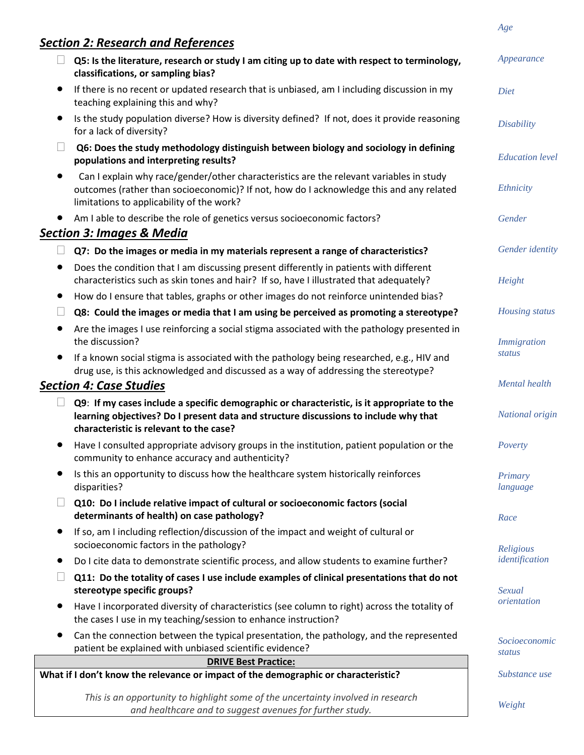## *Section 2: Research and References*

- [ ] **Q5: Is the literature, research or study I am citing up to date with respect to terminology, classifications, or sampling bias?**
- If there is no recent or updated research that is unbiased, am I including discussion in my teaching explaining this and why?
- Is the study population diverse? How is diversity defined? If not, does it provide reasoning for a lack of diversity?
- [ ] **Q6: Does the study methodology distinguish between biology and sociology in defining populations and interpreting results?**
- Can I explain why race/gender/other characteristics are the relevant variables in study outcomes (rather than socioeconomic)? If not, how do I acknowledge this and any related limitations to applicability of the work?
- Am I able to describe the role of genetics versus socioeconomic factors?

## *Section 3: Images & Media*

- [ ] **Q7: Do the images or media in my materials represent a range of characteristics?**
- Does the condition that I am discussing present differently in patients with different characteristics such as skin tones and hair? If so, have I illustrated that adequately?
- How do I ensure that tables, graphs or other images do not reinforce unintended bias?
- [ ] **Q8: Could the images or media that I am using be perceived as promoting a stereotype?**
- Are the images I use reinforcing a social stigma associated with the pathology presented in the discussion?
- If a known social stigma is associated with the pathology being researched, e.g., HIV and drug use, is this acknowledged and discussed as a way of addressing the stereotype?

## *Section 4: Case Studies*

- [ ] **Q9**: **If my cases include a specific demographic or characteristic, is it appropriate to the learning objectives? Do I present data and structure discussions to include why that characteristic is relevant to the case?**
- Have I consulted appropriate advisory groups in the institution, patient population or the community to enhance accuracy and authenticity?
- Is this an opportunity to discuss how the healthcare system historically reinforces disparities?
- [ ] **Q10: Do I include relative impact of cultural or socioeconomic factors (social determinants of health) on case pathology?**
- If so, am I including reflection/discussion of the impact and weight of cultural or socioeconomic factors in the pathology?
- Do I cite data to demonstrate scientific process, and allow students to examine further?
- [ ] **Q11: Do the totality of cases I use include examples of clinical presentations that do not stereotype specific groups?**
- Have I incorporated diversity of characteristics (see column to right) across the totality of the cases I use in my teaching/session to enhance instruction?
- Can the connection between the typical presentation, the pathology, and the represented patient be explained with unbiased scientific evidence?

| **DRIVE Best Practice:** |
| --- |
| **What if I don't know the relevance or impact of the demographic or characteristic?** |
| *This is an opportunity to highlight some of the uncertainty involved in research and healthcare and to suggest avenues for further study.* |

*Age*

*Appearance*

*Diet*

*Disability*

*Education level*

*Ethnicity*

*Gender*

*Gender identity*

*Height*

*Housing status*

*Immigration status*

*Mental health*

*National origin*

*Poverty*

*Primary language*

*Race*

*Religious identification*

*Sexual orientation*

*Socioeconomic status*

*Substance use*

*Weight*